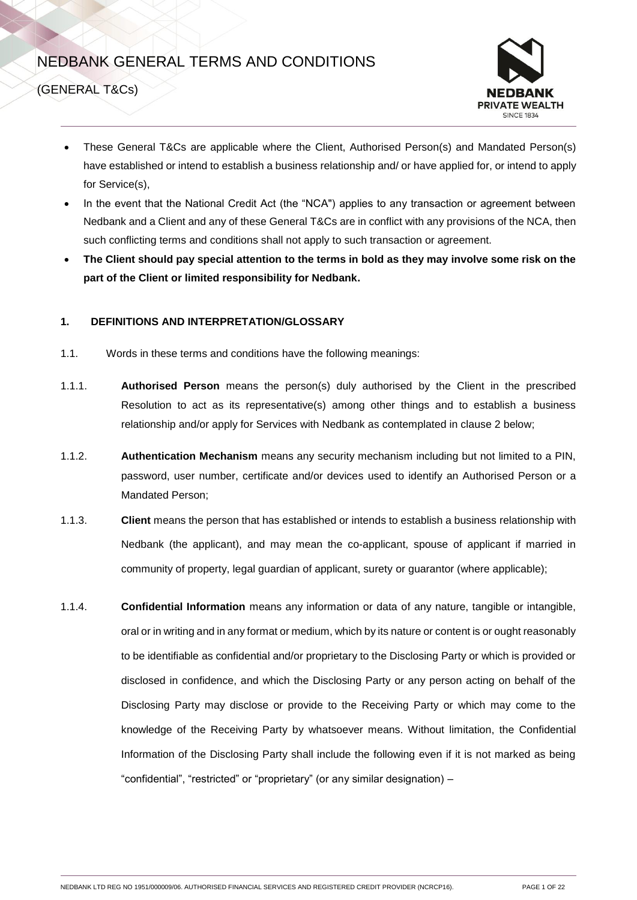# NEDBANK GENERAL TERMS AND CONDITIONS

(GENERAL T&Cs)

- These General T&Cs are applicable where the Client, Authorised Person(s) and Mandated Person(s) have established or intend to establish a business relationship and/ or have applied for, or intend to apply for Service(s),
- In the event that the National Credit Act (the "NCA") applies to any transaction or agreement between Nedbank and a Client and any of these General T&Cs are in conflict with any provisions of the NCA, then such conflicting terms and conditions shall not apply to such transaction or agreement.
- **The Client should pay special attention to the terms in bold as they may involve some risk on the part of the Client or limited responsibility for Nedbank.**

## 1. DEFINITIONS AND INTERPRETATION/GLOSSARY

1.1. Words in these terms and conditions have the following meanings:

1.1.1. **Authorised Person** means the person(s) duly authorised by the Client in the prescribed Resolution to act as its representative(s) among other things and to establish a business relationship and/or apply for Services with Nedbank as contemplated in clause 2 below;

1.1.2. **Authentication Mechanism** means any security mechanism including but not limited to a PIN, password, user number, certificate and/or devices used to identify an Authorised Person or a Mandated Person;

1.1.3. **Client** means the person that has established or intends to establish a business relationship with Nedbank (the applicant), and may mean the co-applicant, spouse of applicant if married in community of property, legal guardian of applicant, surety or guarantor (where applicable);

1.1.4. **Confidential Information** means any information or data of any nature, tangible or intangible, oral or in writing and in any format or medium, which by its nature or content is or ought reasonably to be identifiable as confidential and/or proprietary to the Disclosing Party or which is provided or disclosed in confidence, and which the Disclosing Party or any person acting on behalf of the Disclosing Party may disclose or provide to the Receiving Party or which may come to the knowledge of the Receiving Party by whatsoever means. Without limitation, the Confidential Information of the Disclosing Party shall include the following even if it is not marked as being "confidential", "restricted" or "proprietary" (or any similar designation) –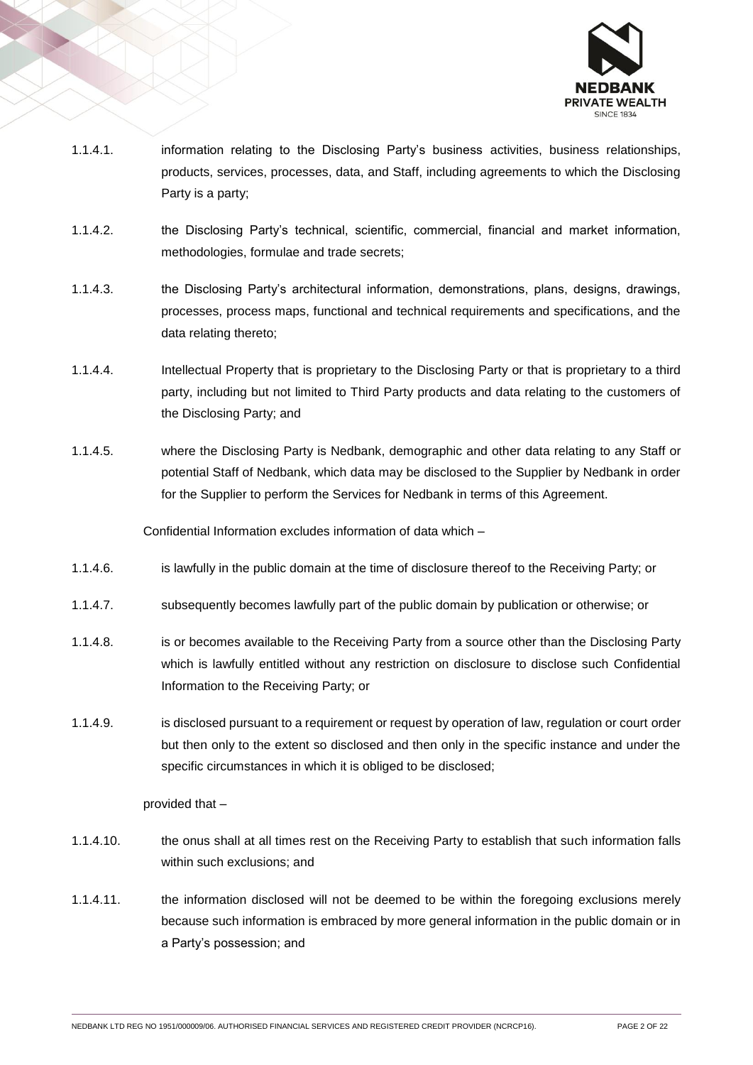1.1.4.1. information relating to the Disclosing Party's business activities, business relationships, products, services, processes, data, and Staff, including agreements to which the Disclosing Party is a party;

1.1.4.2. the Disclosing Party's technical, scientific, commercial, financial and market information, methodologies, formulae and trade secrets;

1.1.4.3. the Disclosing Party's architectural information, demonstrations, plans, designs, drawings, processes, process maps, functional and technical requirements and specifications, and the data relating thereto;

1.1.4.4. Intellectual Property that is proprietary to the Disclosing Party or that is proprietary to a third party, including but not limited to Third Party products and data relating to the customers of the Disclosing Party; and

1.1.4.5. where the Disclosing Party is Nedbank, demographic and other data relating to any Staff or potential Staff of Nedbank, which data may be disclosed to the Supplier by Nedbank in order for the Supplier to perform the Services for Nedbank in terms of this Agreement.

Confidential Information excludes information of data which –

1.1.4.6. is lawfully in the public domain at the time of disclosure thereof to the Receiving Party; or

1.1.4.7. subsequently becomes lawfully part of the public domain by publication or otherwise; or

1.1.4.8. is or becomes available to the Receiving Party from a source other than the Disclosing Party which is lawfully entitled without any restriction on disclosure to disclose such Confidential Information to the Receiving Party; or

1.1.4.9. is disclosed pursuant to a requirement or request by operation of law, regulation or court order but then only to the extent so disclosed and then only in the specific instance and under the specific circumstances in which it is obliged to be disclosed;

provided that –

1.1.4.10. the onus shall at all times rest on the Receiving Party to establish that such information falls within such exclusions; and

1.1.4.11. the information disclosed will not be deemed to be within the foregoing exclusions merely because such information is embraced by more general information in the public domain or in a Party's possession; and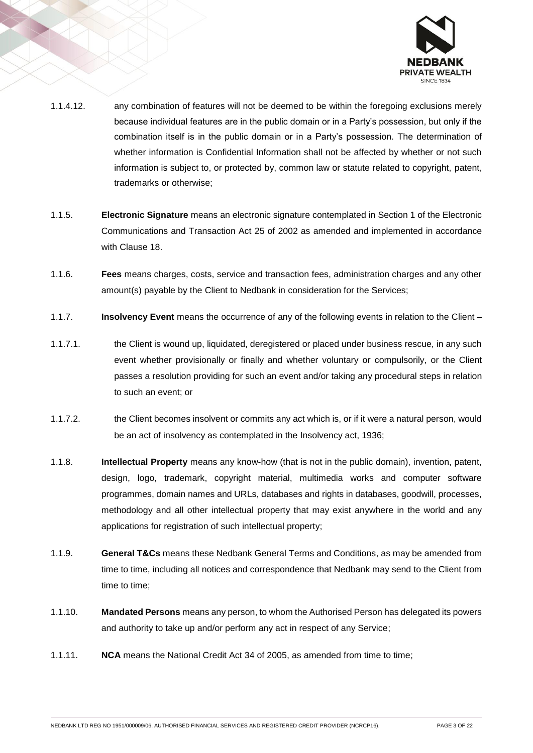1.1.4.12. any combination of features will not be deemed to be within the foregoing exclusions merely because individual features are in the public domain or in a Party's possession, but only if the combination itself is in the public domain or in a Party's possession. The determination of whether information is Confidential Information shall not be affected by whether or not such information is subject to, or protected by, common law or statute related to copyright, patent, trademarks or otherwise;

1.1.5. **Electronic Signature** means an electronic signature contemplated in Section 1 of the Electronic Communications and Transaction Act 25 of 2002 as amended and implemented in accordance with Clause 18.

1.1.6. **Fees** means charges, costs, service and transaction fees, administration charges and any other amount(s) payable by the Client to Nedbank in consideration for the Services;

1.1.7. **Insolvency Event** means the occurrence of any of the following events in relation to the Client –

1.1.7.1. the Client is wound up, liquidated, deregistered or placed under business rescue, in any such event whether provisionally or finally and whether voluntary or compulsorily, or the Client passes a resolution providing for such an event and/or taking any procedural steps in relation to such an event; or

1.1.7.2. the Client becomes insolvent or commits any act which is, or if it were a natural person, would be an act of insolvency as contemplated in the Insolvency act, 1936;

1.1.8. **Intellectual Property** means any know-how (that is not in the public domain), invention, patent, design, logo, trademark, copyright material, multimedia works and computer software programmes, domain names and URLs, databases and rights in databases, goodwill, processes, methodology and all other intellectual property that may exist anywhere in the world and any applications for registration of such intellectual property;

1.1.9. **General T&Cs** means these Nedbank General Terms and Conditions, as may be amended from time to time, including all notices and correspondence that Nedbank may send to the Client from time to time;

1.1.10. **Mandated Persons** means any person, to whom the Authorised Person has delegated its powers and authority to take up and/or perform any act in respect of any Service;

1.1.11. **NCA** means the National Credit Act 34 of 2005, as amended from time to time;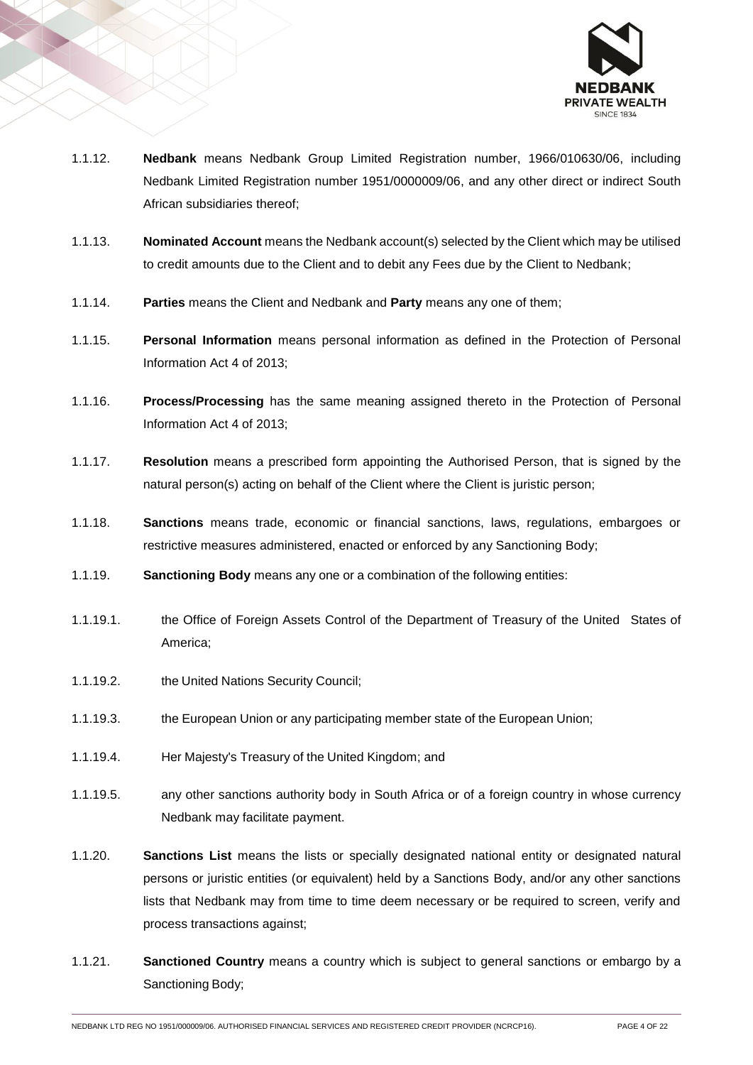1.1.12. **Nedbank** means Nedbank Group Limited Registration number, 1966/010630/06, including Nedbank Limited Registration number 1951/0000009/06, and any other direct or indirect South African subsidiaries thereof;

1.1.13. **Nominated Account** means the Nedbank account(s) selected by the Client which may be utilised to credit amounts due to the Client and to debit any Fees due by the Client to Nedbank;

1.1.14. **Parties** means the Client and Nedbank and **Party** means any one of them;

1.1.15. **Personal Information** means personal information as defined in the Protection of Personal Information Act 4 of 2013;

1.1.16. **Process/Processing** has the same meaning assigned thereto in the Protection of Personal Information Act 4 of 2013;

1.1.17. **Resolution** means a prescribed form appointing the Authorised Person, that is signed by the natural person(s) acting on behalf of the Client where the Client is juristic person;

1.1.18. **Sanctions** means trade, economic or financial sanctions, laws, regulations, embargoes or restrictive measures administered, enacted or enforced by any Sanctioning Body;

1.1.19. **Sanctioning Body** means any one or a combination of the following entities:

1.1.19.1. the Office of Foreign Assets Control of the Department of Treasury of the United States of America;

1.1.19.2. the United Nations Security Council;

1.1.19.3. the European Union or any participating member state of the European Union;

1.1.19.4. Her Majesty's Treasury of the United Kingdom; and

1.1.19.5. any other sanctions authority body in South Africa or of a foreign country in whose currency Nedbank may facilitate payment.

1.1.20. **Sanctions List** means the lists or specially designated national entity or designated natural persons or juristic entities (or equivalent) held by a Sanctions Body, and/or any other sanctions lists that Nedbank may from time to time deem necessary or be required to screen, verify and process transactions against;

1.1.21. **Sanctioned Country** means a country which is subject to general sanctions or embargo by a Sanctioning Body;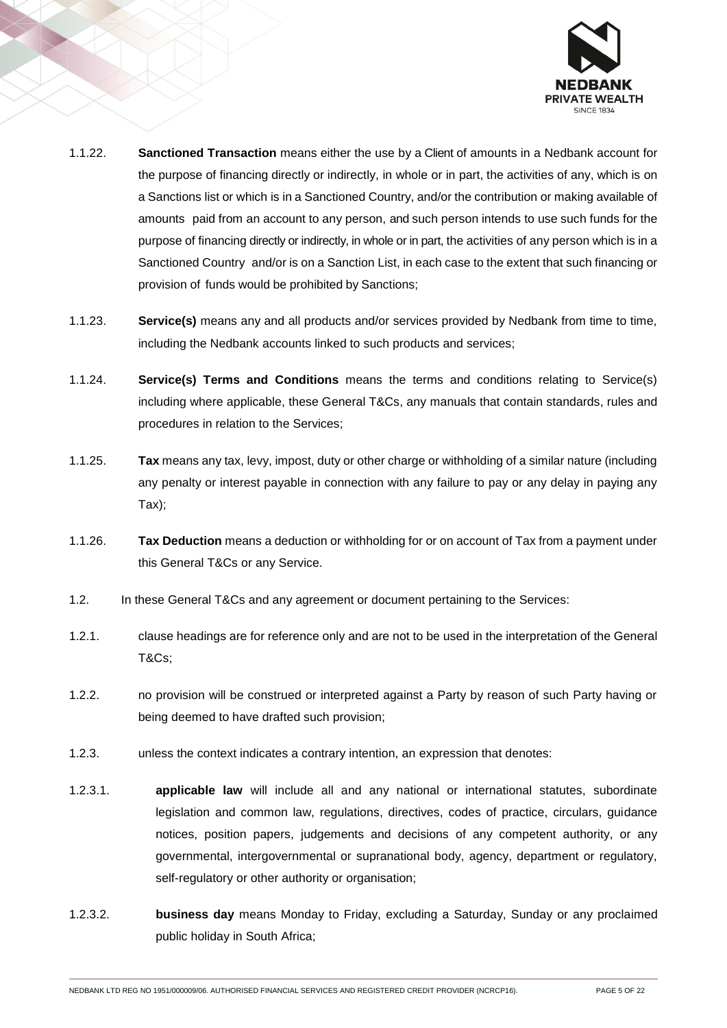1.1.22. **Sanctioned Transaction** means either the use by a Client of amounts in a Nedbank account for the purpose of financing directly or indirectly, in whole or in part, the activities of any, which is on a Sanctions list or which is in a Sanctioned Country, and/or the contribution or making available of amounts paid from an account to any person, and such person intends to use such funds for the purpose of financing directly or indirectly, in whole or in part, the activities of any person which is in a Sanctioned Country and/or is on a Sanction List, in each case to the extent that such financing or provision of funds would be prohibited by Sanctions;

1.1.23. **Service(s)** means any and all products and/or services provided by Nedbank from time to time, including the Nedbank accounts linked to such products and services;

1.1.24. **Service(s) Terms and Conditions** means the terms and conditions relating to Service(s) including where applicable, these General T&Cs, any manuals that contain standards, rules and procedures in relation to the Services;

1.1.25. **Tax** means any tax, levy, impost, duty or other charge or withholding of a similar nature (including any penalty or interest payable in connection with any failure to pay or any delay in paying any Tax);

1.1.26. **Tax Deduction** means a deduction or withholding for or on account of Tax from a payment under this General T&Cs or any Service.

1.2. In these General T&Cs and any agreement or document pertaining to the Services:

1.2.1. clause headings are for reference only and are not to be used in the interpretation of the General T&Cs;

1.2.2. no provision will be construed or interpreted against a Party by reason of such Party having or being deemed to have drafted such provision;

1.2.3. unless the context indicates a contrary intention, an expression that denotes:

1.2.3.1. **applicable law** will include all and any national or international statutes, subordinate legislation and common law, regulations, directives, codes of practice, circulars, guidance notices, position papers, judgements and decisions of any competent authority, or any governmental, intergovernmental or supranational body, agency, department or regulatory, self-regulatory or other authority or organisation;

1.2.3.2. **business day** means Monday to Friday, excluding a Saturday, Sunday or any proclaimed public holiday in South Africa;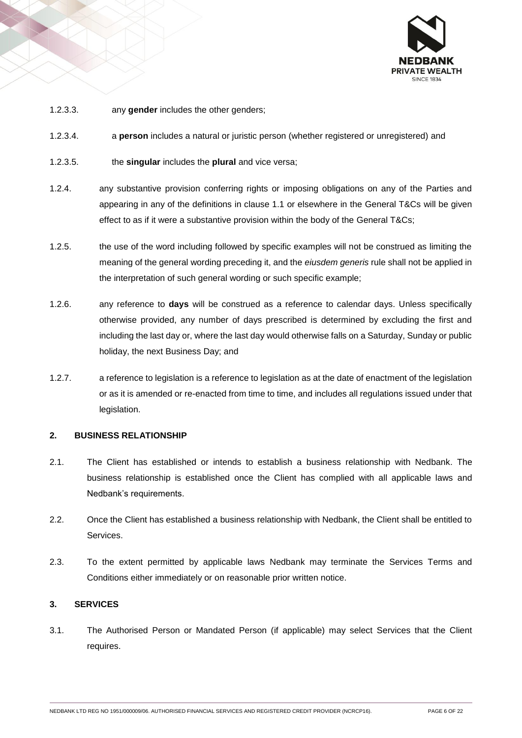1.2.3.3. any **gender** includes the other genders;

1.2.3.4. a **person** includes a natural or juristic person (whether registered or unregistered) and

1.2.3.5. the **singular** includes the **plural** and vice versa;

1.2.4. any substantive provision conferring rights or imposing obligations on any of the Parties and appearing in any of the definitions in clause 1.1 or elsewhere in the General T&Cs will be given effect to as if it were a substantive provision within the body of the General T&Cs;

1.2.5. the use of the word including followed by specific examples will not be construed as limiting the meaning of the general wording preceding it, and the *eiusdem generis* rule shall not be applied in the interpretation of such general wording or such specific example;

1.2.6. any reference to **days** will be construed as a reference to calendar days. Unless specifically otherwise provided, any number of days prescribed is determined by excluding the first and including the last day or, where the last day would otherwise falls on a Saturday, Sunday or public holiday, the next Business Day; and

1.2.7. a reference to legislation is a reference to legislation as at the date of enactment of the legislation or as it is amended or re-enacted from time to time, and includes all regulations issued under that legislation.

## 2. BUSINESS RELATIONSHIP

2.1. The Client has established or intends to establish a business relationship with Nedbank. The business relationship is established once the Client has complied with all applicable laws and Nedbank's requirements.

2.2. Once the Client has established a business relationship with Nedbank, the Client shall be entitled to Services.

2.3. To the extent permitted by applicable laws Nedbank may terminate the Services Terms and Conditions either immediately or on reasonable prior written notice.

## 3. SERVICES

3.1. The Authorised Person or Mandated Person (if applicable) may select Services that the Client requires.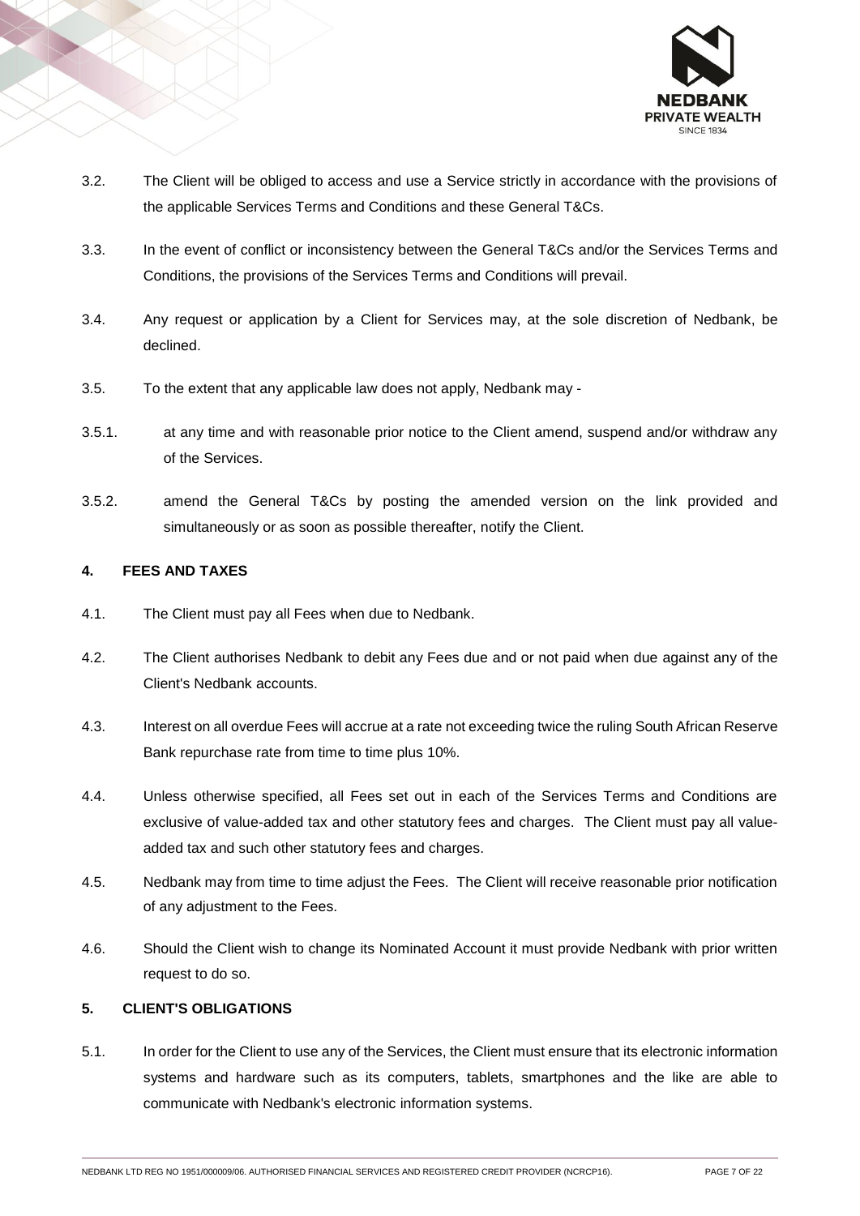3.2. The Client will be obliged to access and use a Service strictly in accordance with the provisions of the applicable Services Terms and Conditions and these General T&Cs.

3.3. In the event of conflict or inconsistency between the General T&Cs and/or the Services Terms and Conditions, the provisions of the Services Terms and Conditions will prevail.

3.4. Any request or application by a Client for Services may, at the sole discretion of Nedbank, be declined.

3.5. To the extent that any applicable law does not apply, Nedbank may -

3.5.1. at any time and with reasonable prior notice to the Client amend, suspend and/or withdraw any of the Services.

3.5.2. amend the General T&Cs by posting the amended version on the link provided and simultaneously or as soon as possible thereafter, notify the Client.

## 4. FEES AND TAXES

4.1. The Client must pay all Fees when due to Nedbank.

4.2. The Client authorises Nedbank to debit any Fees due and or not paid when due against any of the Client's Nedbank accounts.

4.3. Interest on all overdue Fees will accrue at a rate not exceeding twice the ruling South African Reserve Bank repurchase rate from time to time plus 10%.

4.4. Unless otherwise specified, all Fees set out in each of the Services Terms and Conditions are exclusive of value-added tax and other statutory fees and charges. The Client must pay all value-added tax and such other statutory fees and charges.

4.5. Nedbank may from time to time adjust the Fees. The Client will receive reasonable prior notification of any adjustment to the Fees.

4.6. Should the Client wish to change its Nominated Account it must provide Nedbank with prior written request to do so.

## 5. CLIENT'S OBLIGATIONS

5.1. In order for the Client to use any of the Services, the Client must ensure that its electronic information systems and hardware such as its computers, tablets, smartphones and the like are able to communicate with Nedbank's electronic information systems.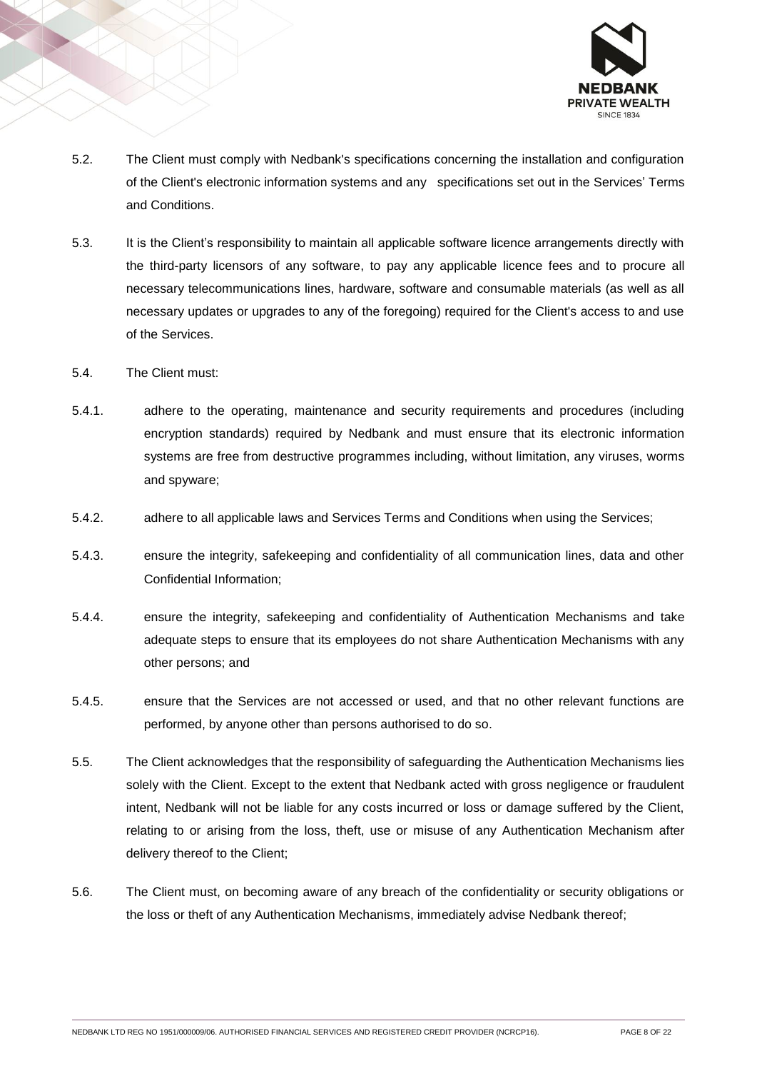5.2. The Client must comply with Nedbank's specifications concerning the installation and configuration of the Client's electronic information systems and any specifications set out in the Services' Terms and Conditions.

5.3. It is the Client's responsibility to maintain all applicable software licence arrangements directly with the third-party licensors of any software, to pay any applicable licence fees and to procure all necessary telecommunications lines, hardware, software and consumable materials (as well as all necessary updates or upgrades to any of the foregoing) required for the Client's access to and use of the Services.

5.4. The Client must:

5.4.1. adhere to the operating, maintenance and security requirements and procedures (including encryption standards) required by Nedbank and must ensure that its electronic information systems are free from destructive programmes including, without limitation, any viruses, worms and spyware;

5.4.2. adhere to all applicable laws and Services Terms and Conditions when using the Services;

5.4.3. ensure the integrity, safekeeping and confidentiality of all communication lines, data and other Confidential Information;

5.4.4. ensure the integrity, safekeeping and confidentiality of Authentication Mechanisms and take adequate steps to ensure that its employees do not share Authentication Mechanisms with any other persons; and

5.4.5. ensure that the Services are not accessed or used, and that no other relevant functions are performed, by anyone other than persons authorised to do so.

5.5. The Client acknowledges that the responsibility of safeguarding the Authentication Mechanisms lies solely with the Client. Except to the extent that Nedbank acted with gross negligence or fraudulent intent, Nedbank will not be liable for any costs incurred or loss or damage suffered by the Client, relating to or arising from the loss, theft, use or misuse of any Authentication Mechanism after delivery thereof to the Client;

5.6. The Client must, on becoming aware of any breach of the confidentiality or security obligations or the loss or theft of any Authentication Mechanisms, immediately advise Nedbank thereof;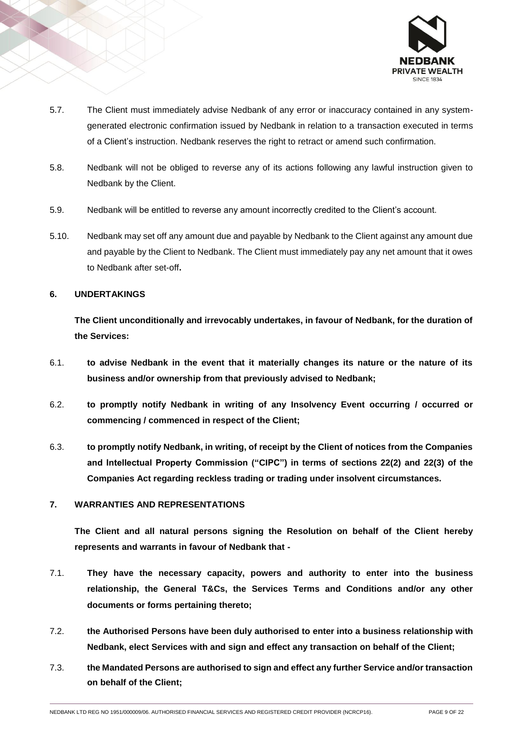5.7. The Client must immediately advise Nedbank of any error or inaccuracy contained in any system-generated electronic confirmation issued by Nedbank in relation to a transaction executed in terms of a Client's instruction. Nedbank reserves the right to retract or amend such confirmation.

5.8. Nedbank will not be obliged to reverse any of its actions following any lawful instruction given to Nedbank by the Client.

5.9. Nedbank will be entitled to reverse any amount incorrectly credited to the Client's account.

5.10. Nedbank may set off any amount due and payable by Nedbank to the Client against any amount due and payable by the Client to Nedbank. The Client must immediately pay any net amount that it owes to Nedbank after set-off**.**

**6. UNDERTAKINGS**

**The Client unconditionally and irrevocably undertakes, in favour of Nedbank, for the duration of the Services:**

6.1. **to advise Nedbank in the event that it materially changes its nature or the nature of its business and/or ownership from that previously advised to Nedbank;**

6.2. **to promptly notify Nedbank in writing of any Insolvency Event occurring / occurred or commencing / commenced in respect of the Client;**

6.3. **to promptly notify Nedbank, in writing, of receipt by the Client of notices from the Companies and Intellectual Property Commission ("CIPC") in terms of sections 22(2) and 22(3) of the Companies Act regarding reckless trading or trading under insolvent circumstances.**

**7. WARRANTIES AND REPRESENTATIONS**

**The Client and all natural persons signing the Resolution on behalf of the Client hereby represents and warrants in favour of Nedbank that -**

7.1. **They have the necessary capacity, powers and authority to enter into the business relationship, the General T&Cs, the Services Terms and Conditions and/or any other documents or forms pertaining thereto;**

7.2. **the Authorised Persons have been duly authorised to enter into a business relationship with Nedbank, elect Services with and sign and effect any transaction on behalf of the Client;**

7.3. **the Mandated Persons are authorised to sign and effect any further Service and/or transaction on behalf of the Client;**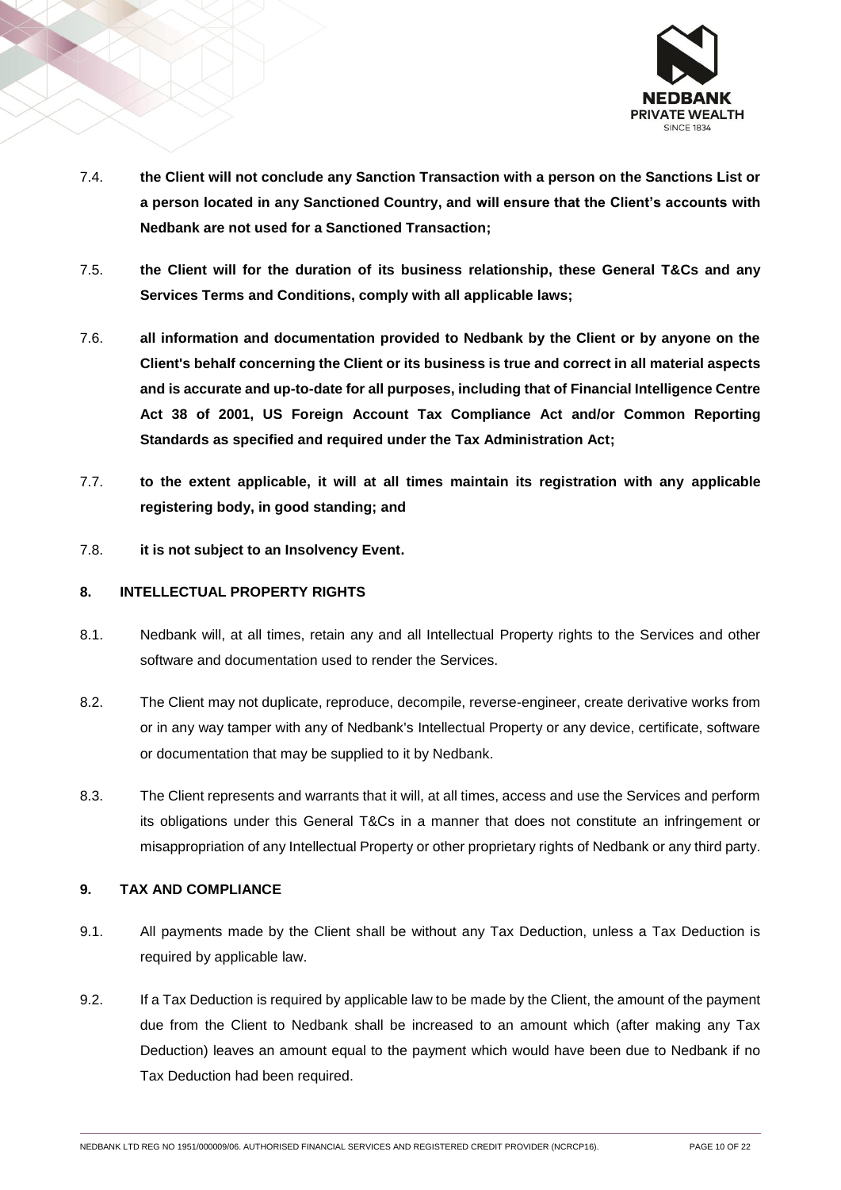7.4. **the Client will not conclude any Sanction Transaction with a person on the Sanctions List or a person located in any Sanctioned Country, and will ensure that the Client's accounts with Nedbank are not used for a Sanctioned Transaction;**

7.5. **the Client will for the duration of its business relationship, these General T&Cs and any Services Terms and Conditions, comply with all applicable laws;**

7.6. **all information and documentation provided to Nedbank by the Client or by anyone on the Client's behalf concerning the Client or its business is true and correct in all material aspects and is accurate and up-to-date for all purposes, including that of Financial Intelligence Centre Act 38 of 2001, US Foreign Account Tax Compliance Act and/or Common Reporting Standards as specified and required under the Tax Administration Act;**

7.7. **to the extent applicable, it will at all times maintain its registration with any applicable registering body, in good standing; and**

7.8. **it is not subject to an Insolvency Event.**

## 8. INTELLECTUAL PROPERTY RIGHTS

8.1. Nedbank will, at all times, retain any and all Intellectual Property rights to the Services and other software and documentation used to render the Services.

8.2. The Client may not duplicate, reproduce, decompile, reverse-engineer, create derivative works from or in any way tamper with any of Nedbank's Intellectual Property or any device, certificate, software or documentation that may be supplied to it by Nedbank.

8.3. The Client represents and warrants that it will, at all times, access and use the Services and perform its obligations under this General T&Cs in a manner that does not constitute an infringement or misappropriation of any Intellectual Property or other proprietary rights of Nedbank or any third party.

## 9. TAX AND COMPLIANCE

9.1. All payments made by the Client shall be without any Tax Deduction, unless a Tax Deduction is required by applicable law.

9.2. If a Tax Deduction is required by applicable law to be made by the Client, the amount of the payment due from the Client to Nedbank shall be increased to an amount which (after making any Tax Deduction) leaves an amount equal to the payment which would have been due to Nedbank if no Tax Deduction had been required.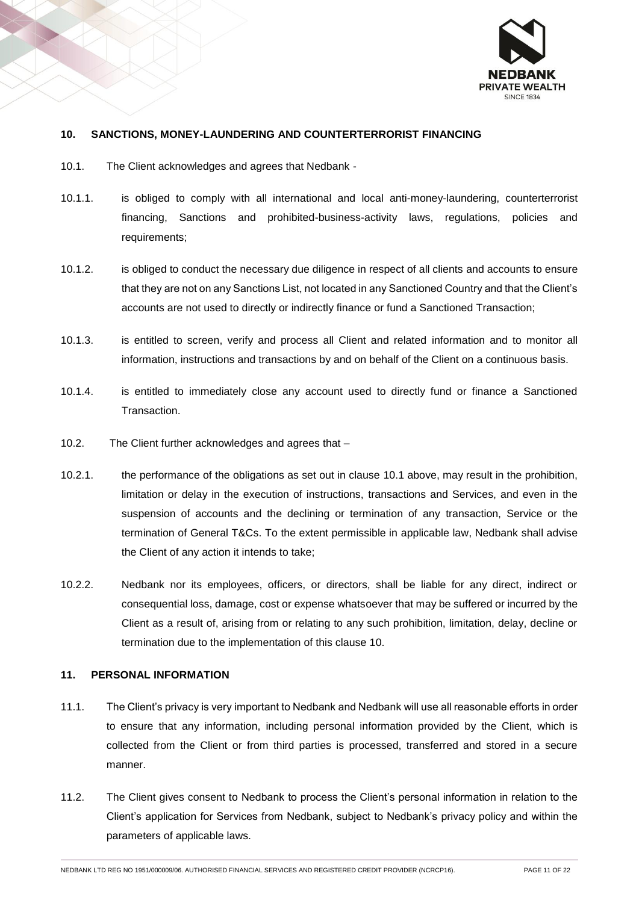## 10. SANCTIONS, MONEY-LAUNDERING AND COUNTERTERRORIST FINANCING

10.1. The Client acknowledges and agrees that Nedbank -

10.1.1. is obliged to comply with all international and local anti-money-laundering, counterterrorist financing, Sanctions and prohibited-business-activity laws, regulations, policies and requirements;

10.1.2. is obliged to conduct the necessary due diligence in respect of all clients and accounts to ensure that they are not on any Sanctions List, not located in any Sanctioned Country and that the Client's accounts are not used to directly or indirectly finance or fund a Sanctioned Transaction;

10.1.3. is entitled to screen, verify and process all Client and related information and to monitor all information, instructions and transactions by and on behalf of the Client on a continuous basis.

10.1.4. is entitled to immediately close any account used to directly fund or finance a Sanctioned Transaction.

10.2. The Client further acknowledges and agrees that –

10.2.1. the performance of the obligations as set out in clause 10.1 above, may result in the prohibition, limitation or delay in the execution of instructions, transactions and Services, and even in the suspension of accounts and the declining or termination of any transaction, Service or the termination of General T&Cs. To the extent permissible in applicable law, Nedbank shall advise the Client of any action it intends to take;

10.2.2. Nedbank nor its employees, officers, or directors, shall be liable for any direct, indirect or consequential loss, damage, cost or expense whatsoever that may be suffered or incurred by the Client as a result of, arising from or relating to any such prohibition, limitation, delay, decline or termination due to the implementation of this clause 10.

## 11. PERSONAL INFORMATION

11.1. The Client's privacy is very important to Nedbank and Nedbank will use all reasonable efforts in order to ensure that any information, including personal information provided by the Client, which is collected from the Client or from third parties is processed, transferred and stored in a secure manner.

11.2. The Client gives consent to Nedbank to process the Client's personal information in relation to the Client's application for Services from Nedbank, subject to Nedbank's privacy policy and within the parameters of applicable laws.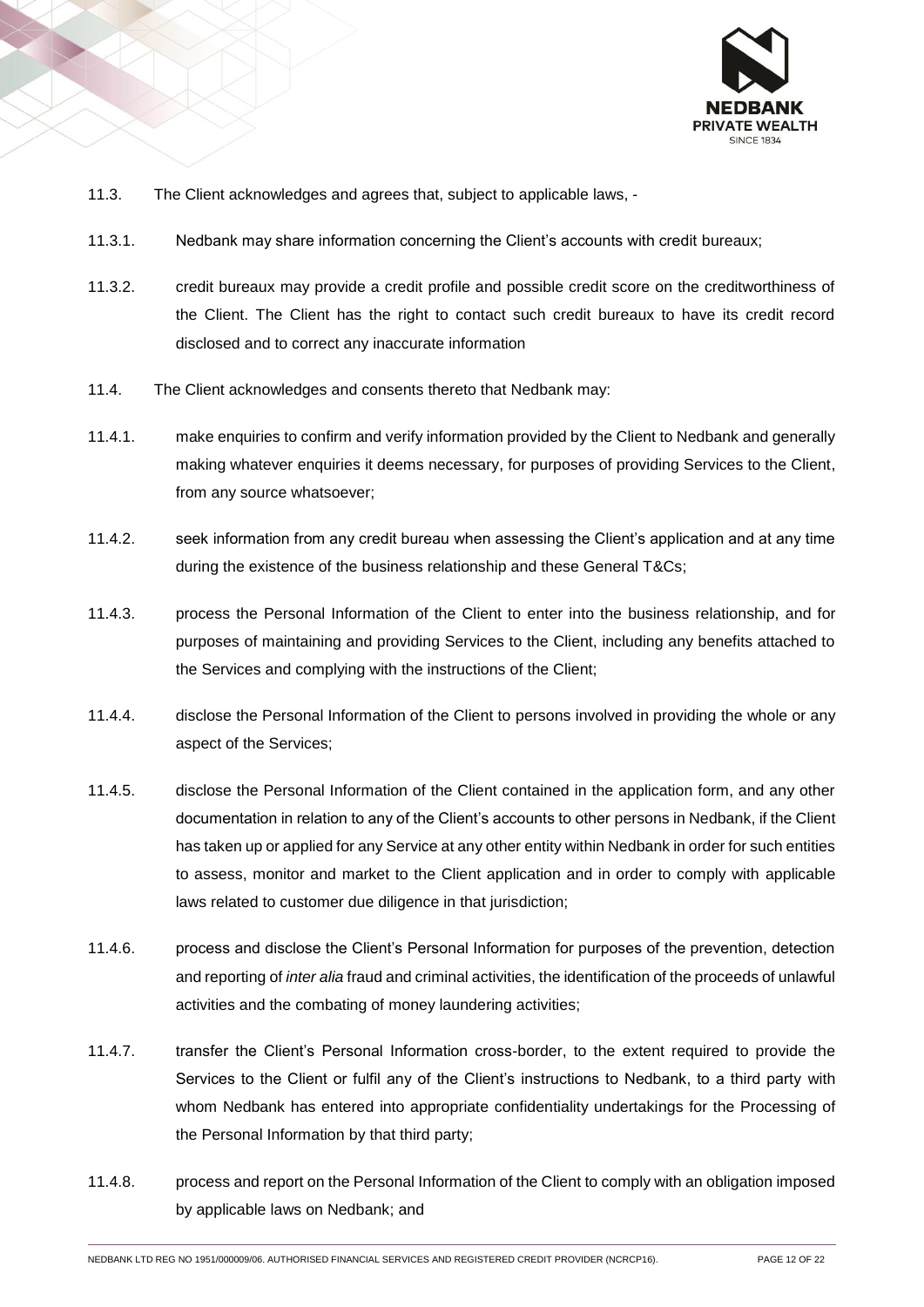11.3. The Client acknowledges and agrees that, subject to applicable laws, -

11.3.1. Nedbank may share information concerning the Client's accounts with credit bureaux;

11.3.2. credit bureaux may provide a credit profile and possible credit score on the creditworthiness of the Client. The Client has the right to contact such credit bureaux to have its credit record disclosed and to correct any inaccurate information

11.4. The Client acknowledges and consents thereto that Nedbank may:

11.4.1. make enquiries to confirm and verify information provided by the Client to Nedbank and generally making whatever enquiries it deems necessary, for purposes of providing Services to the Client, from any source whatsoever;

11.4.2. seek information from any credit bureau when assessing the Client's application and at any time during the existence of the business relationship and these General T&Cs;

11.4.3. process the Personal Information of the Client to enter into the business relationship, and for purposes of maintaining and providing Services to the Client, including any benefits attached to the Services and complying with the instructions of the Client;

11.4.4. disclose the Personal Information of the Client to persons involved in providing the whole or any aspect of the Services;

11.4.5. disclose the Personal Information of the Client contained in the application form, and any other documentation in relation to any of the Client's accounts to other persons in Nedbank, if the Client has taken up or applied for any Service at any other entity within Nedbank in order for such entities to assess, monitor and market to the Client application and in order to comply with applicable laws related to customer due diligence in that jurisdiction;

11.4.6. process and disclose the Client's Personal Information for purposes of the prevention, detection and reporting of *inter alia* fraud and criminal activities, the identification of the proceeds of unlawful activities and the combating of money laundering activities;

11.4.7. transfer the Client's Personal Information cross-border, to the extent required to provide the Services to the Client or fulfil any of the Client's instructions to Nedbank, to a third party with whom Nedbank has entered into appropriate confidentiality undertakings for the Processing of the Personal Information by that third party;

11.4.8. process and report on the Personal Information of the Client to comply with an obligation imposed by applicable laws on Nedbank; and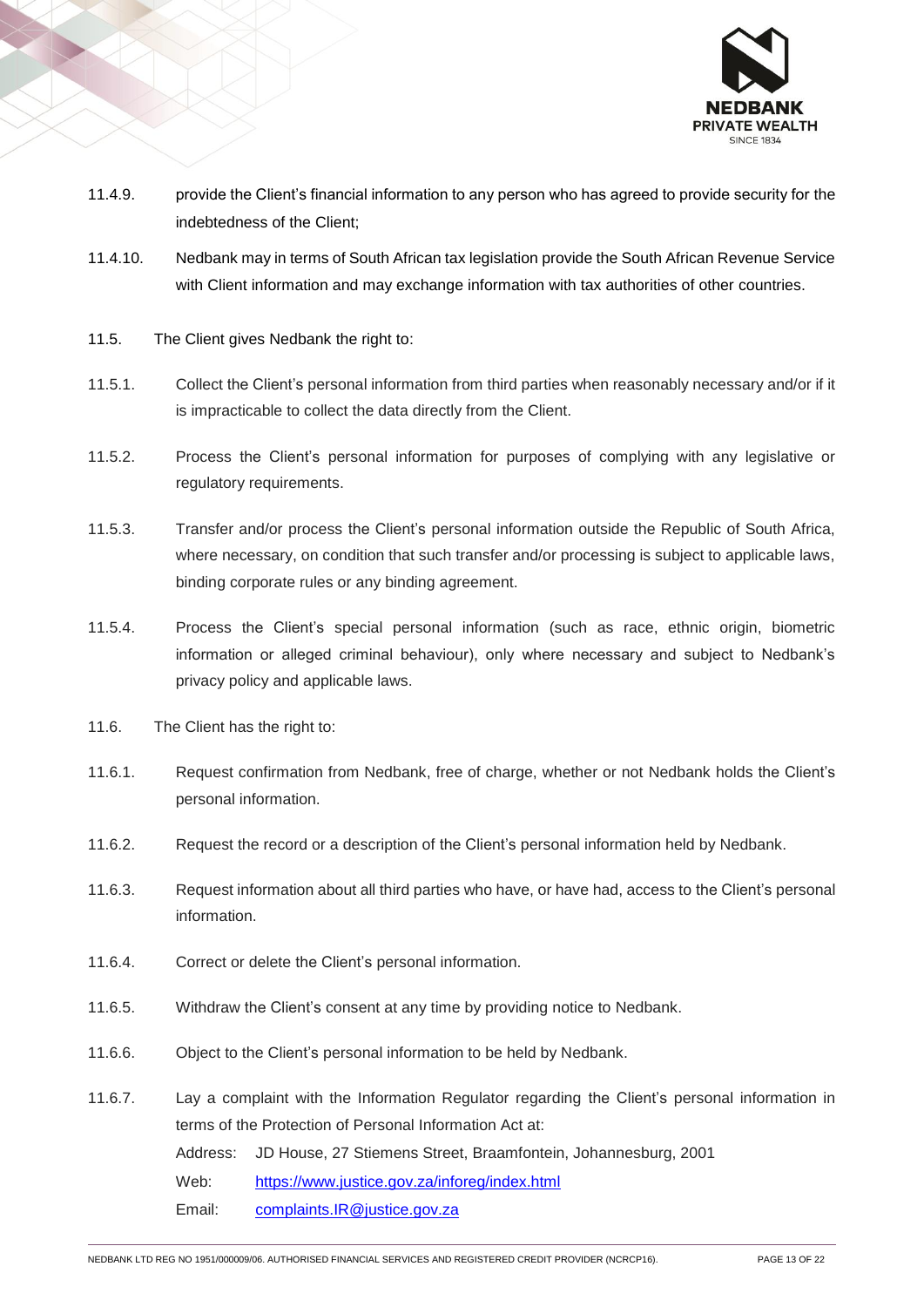11.4.9. provide the Client's financial information to any person who has agreed to provide security for the indebtedness of the Client;

11.4.10. Nedbank may in terms of South African tax legislation provide the South African Revenue Service with Client information and may exchange information with tax authorities of other countries.

11.5. The Client gives Nedbank the right to:

11.5.1. Collect the Client's personal information from third parties when reasonably necessary and/or if it is impracticable to collect the data directly from the Client.

11.5.2. Process the Client's personal information for purposes of complying with any legislative or regulatory requirements.

11.5.3. Transfer and/or process the Client's personal information outside the Republic of South Africa, where necessary, on condition that such transfer and/or processing is subject to applicable laws, binding corporate rules or any binding agreement.

11.5.4. Process the Client's special personal information (such as race, ethnic origin, biometric information or alleged criminal behaviour), only where necessary and subject to Nedbank's privacy policy and applicable laws.

11.6. The Client has the right to:

11.6.1. Request confirmation from Nedbank, free of charge, whether or not Nedbank holds the Client's personal information.

11.6.2. Request the record or a description of the Client's personal information held by Nedbank.

11.6.3. Request information about all third parties who have, or have had, access to the Client's personal information.

11.6.4. Correct or delete the Client's personal information.

11.6.5. Withdraw the Client's consent at any time by providing notice to Nedbank.

11.6.6. Object to the Client's personal information to be held by Nedbank.

11.6.7. Lay a complaint with the Information Regulator regarding the Client's personal information in terms of the Protection of Personal Information Act at:

Address: JD House, 27 Stiemens Street, Braamfontein, Johannesburg, 2001

Web: https://www.justice.gov.za/inforeg/index.html

Email: complaints.IR@justice.gov.za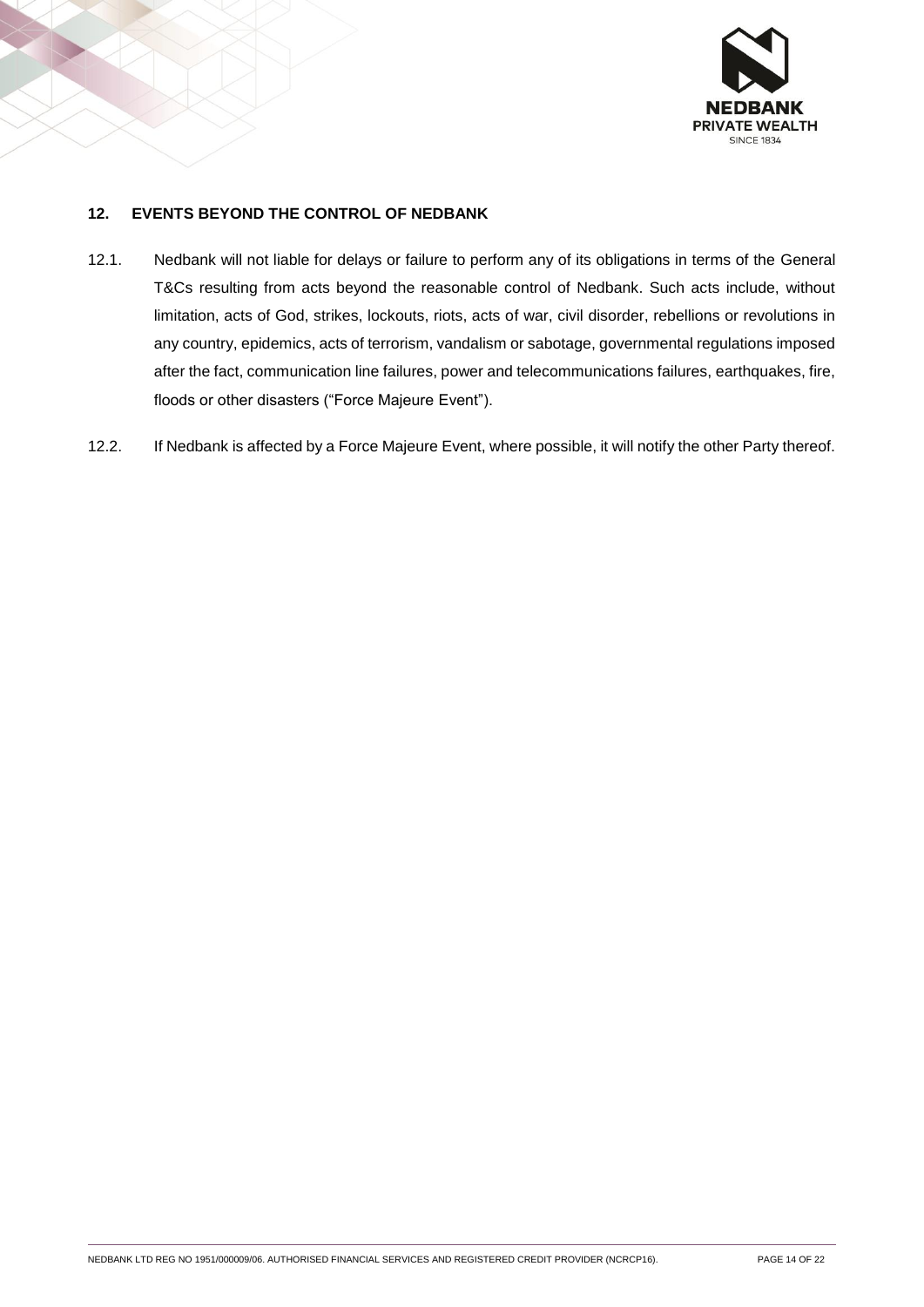## 12. EVENTS BEYOND THE CONTROL OF NEDBANK

12.1. Nedbank will not liable for delays or failure to perform any of its obligations in terms of the General T&Cs resulting from acts beyond the reasonable control of Nedbank. Such acts include, without limitation, acts of God, strikes, lockouts, riots, acts of war, civil disorder, rebellions or revolutions in any country, epidemics, acts of terrorism, vandalism or sabotage, governmental regulations imposed after the fact, communication line failures, power and telecommunications failures, earthquakes, fire, floods or other disasters ("Force Majeure Event").

12.2. If Nedbank is affected by a Force Majeure Event, where possible, it will notify the other Party thereof.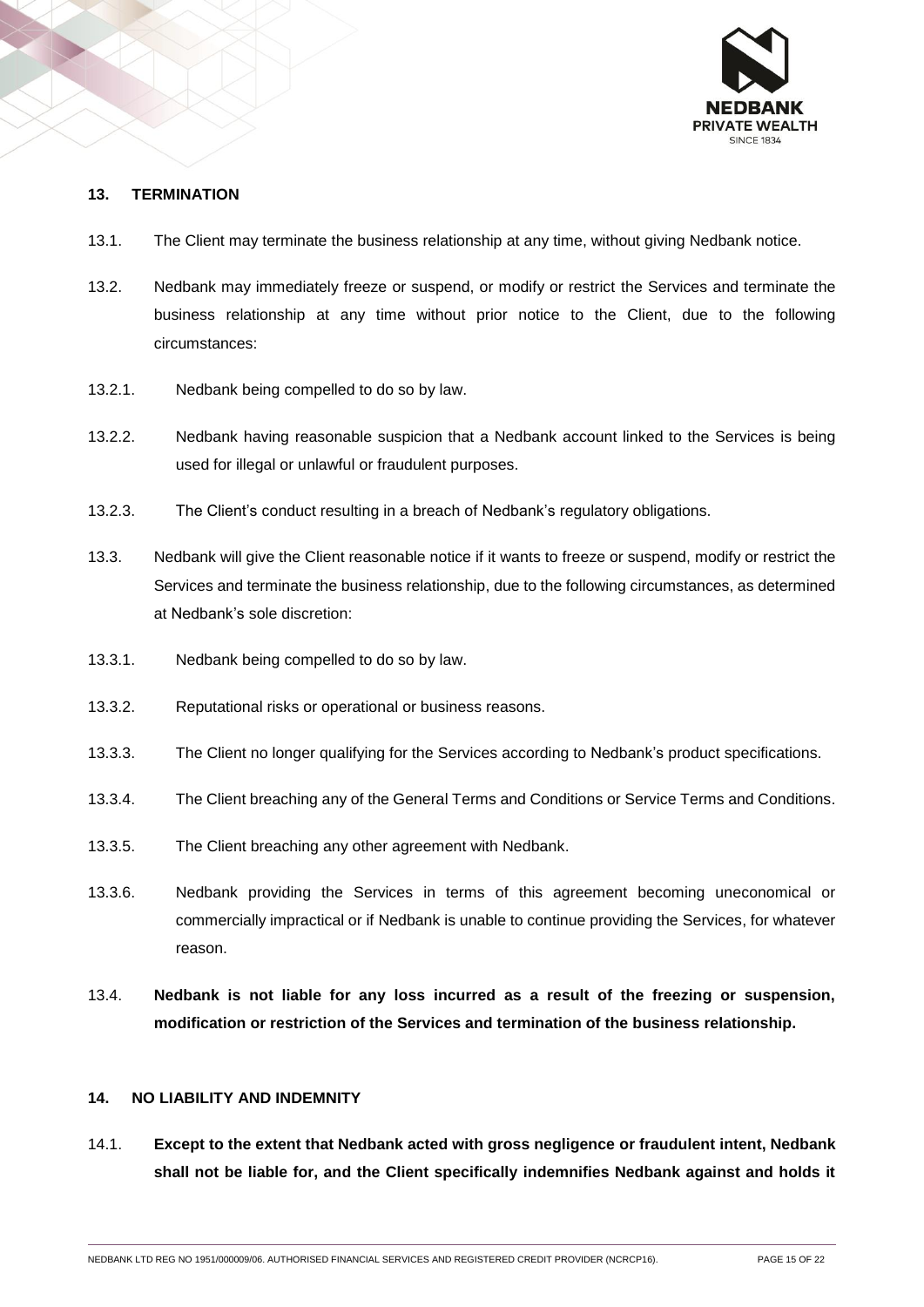## 13. TERMINATION

13.1. The Client may terminate the business relationship at any time, without giving Nedbank notice.

13.2. Nedbank may immediately freeze or suspend, or modify or restrict the Services and terminate the business relationship at any time without prior notice to the Client, due to the following circumstances:

13.2.1. Nedbank being compelled to do so by law.

13.2.2. Nedbank having reasonable suspicion that a Nedbank account linked to the Services is being used for illegal or unlawful or fraudulent purposes.

13.2.3. The Client's conduct resulting in a breach of Nedbank's regulatory obligations.

13.3. Nedbank will give the Client reasonable notice if it wants to freeze or suspend, modify or restrict the Services and terminate the business relationship, due to the following circumstances, as determined at Nedbank's sole discretion:

13.3.1. Nedbank being compelled to do so by law.

13.3.2. Reputational risks or operational or business reasons.

13.3.3. The Client no longer qualifying for the Services according to Nedbank's product specifications.

13.3.4. The Client breaching any of the General Terms and Conditions or Service Terms and Conditions.

13.3.5. The Client breaching any other agreement with Nedbank.

13.3.6. Nedbank providing the Services in terms of this agreement becoming uneconomical or commercially impractical or if Nedbank is unable to continue providing the Services, for whatever reason.

13.4. **Nedbank is not liable for any loss incurred as a result of the freezing or suspension, modification or restriction of the Services and termination of the business relationship.**

## 14. NO LIABILITY AND INDEMNITY

14.1. **Except to the extent that Nedbank acted with gross negligence or fraudulent intent, Nedbank shall not be liable for, and the Client specifically indemnifies Nedbank against and holds it**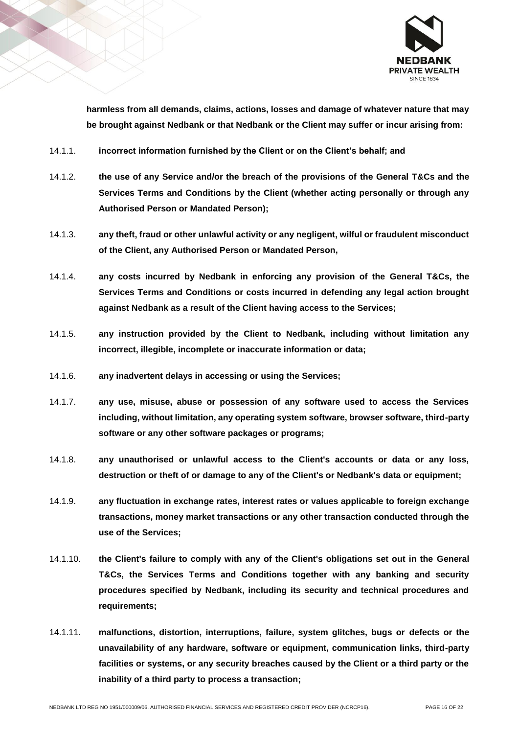**harmless from all demands, claims, actions, losses and damage of whatever nature that may be brought against Nedbank or that Nedbank or the Client may suffer or incur arising from:**

14.1.1. **incorrect information furnished by the Client or on the Client's behalf; and**

14.1.2. **the use of any Service and/or the breach of the provisions of the General T&Cs and the Services Terms and Conditions by the Client (whether acting personally or through any Authorised Person or Mandated Person);**

14.1.3. **any theft, fraud or other unlawful activity or any negligent, wilful or fraudulent misconduct of the Client, any Authorised Person or Mandated Person,**

14.1.4. **any costs incurred by Nedbank in enforcing any provision of the General T&Cs, the Services Terms and Conditions or costs incurred in defending any legal action brought against Nedbank as a result of the Client having access to the Services;**

14.1.5. **any instruction provided by the Client to Nedbank, including without limitation any incorrect, illegible, incomplete or inaccurate information or data;**

14.1.6. **any inadvertent delays in accessing or using the Services;**

14.1.7. **any use, misuse, abuse or possession of any software used to access the Services including, without limitation, any operating system software, browser software, third-party software or any other software packages or programs;**

14.1.8. **any unauthorised or unlawful access to the Client's accounts or data or any loss, destruction or theft of or damage to any of the Client's or Nedbank's data or equipment;**

14.1.9. **any fluctuation in exchange rates, interest rates or values applicable to foreign exchange transactions, money market transactions or any other transaction conducted through the use of the Services;**

14.1.10. **the Client's failure to comply with any of the Client's obligations set out in the General T&Cs, the Services Terms and Conditions together with any banking and security procedures specified by Nedbank, including its security and technical procedures and requirements;**

14.1.11. **malfunctions, distortion, interruptions, failure, system glitches, bugs or defects or the unavailability of any hardware, software or equipment, communication links, third-party facilities or systems, or any security breaches caused by the Client or a third party or the inability of a third party to process a transaction;**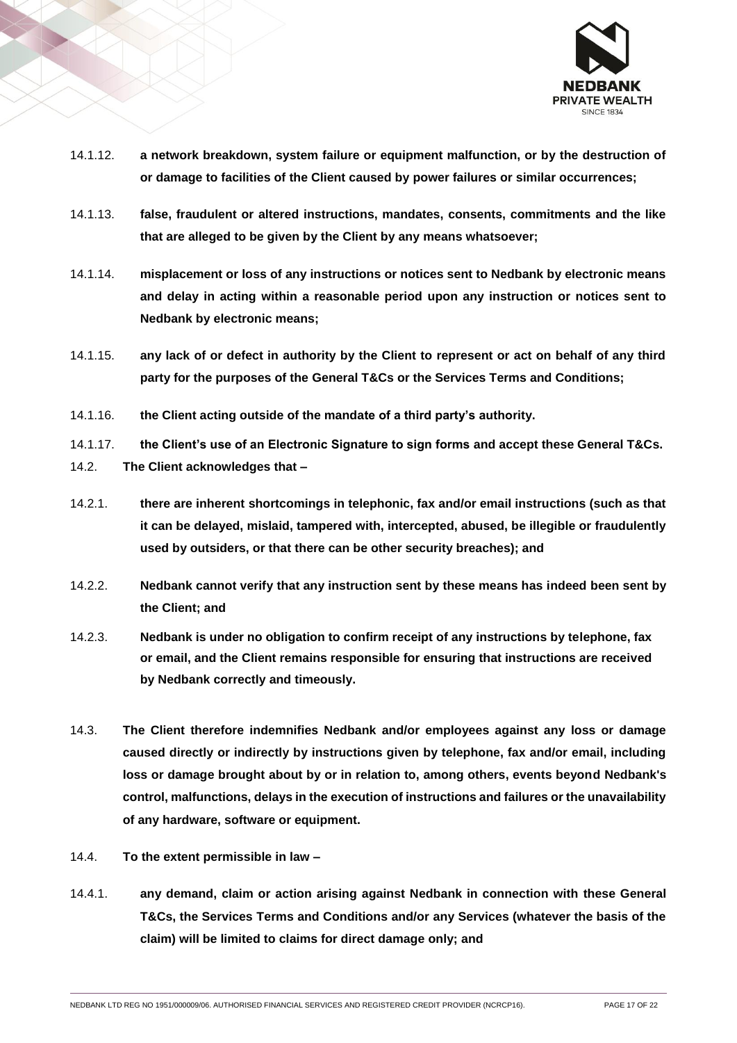14.1.12. **a network breakdown, system failure or equipment malfunction, or by the destruction of or damage to facilities of the Client caused by power failures or similar occurrences;**

14.1.13. **false, fraudulent or altered instructions, mandates, consents, commitments and the like that are alleged to be given by the Client by any means whatsoever;**

14.1.14. **misplacement or loss of any instructions or notices sent to Nedbank by electronic means and delay in acting within a reasonable period upon any instruction or notices sent to Nedbank by electronic means;**

14.1.15. **any lack of or defect in authority by the Client to represent or act on behalf of any third party for the purposes of the General T&Cs or the Services Terms and Conditions;**

14.1.16. **the Client acting outside of the mandate of a third party's authority.**

14.1.17. **the Client's use of an Electronic Signature to sign forms and accept these General T&Cs.**

14.2. **The Client acknowledges that –**

14.2.1. **there are inherent shortcomings in telephonic, fax and/or email instructions (such as that it can be delayed, mislaid, tampered with, intercepted, abused, be illegible or fraudulently used by outsiders, or that there can be other security breaches); and**

14.2.2. **Nedbank cannot verify that any instruction sent by these means has indeed been sent by the Client; and**

14.2.3. **Nedbank is under no obligation to confirm receipt of any instructions by telephone, fax or email, and the Client remains responsible for ensuring that instructions are received by Nedbank correctly and timeously.**

14.3. **The Client therefore indemnifies Nedbank and/or employees against any loss or damage caused directly or indirectly by instructions given by telephone, fax and/or email, including loss or damage brought about by or in relation to, among others, events beyond Nedbank's control, malfunctions, delays in the execution of instructions and failures or the unavailability of any hardware, software or equipment.**

14.4. **To the extent permissible in law –**

14.4.1. **any demand, claim or action arising against Nedbank in connection with these General T&Cs, the Services Terms and Conditions and/or any Services (whatever the basis of the claim) will be limited to claims for direct damage only; and**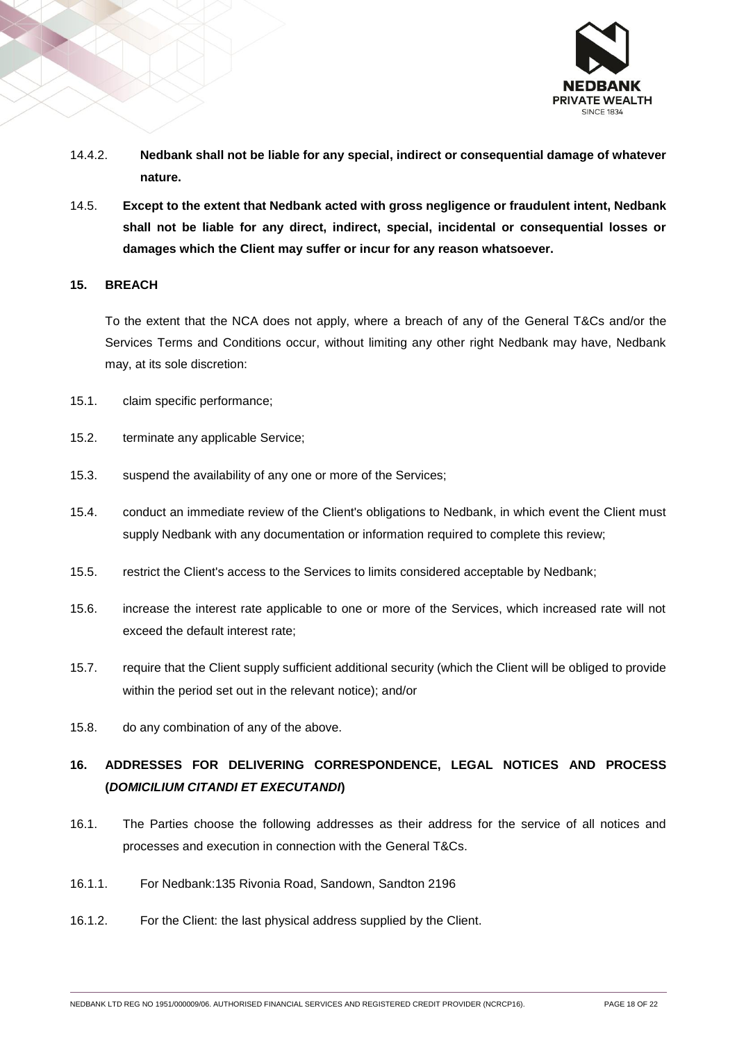14.4.2. **Nedbank shall not be liable for any special, indirect or consequential damage of whatever nature.**

14.5. **Except to the extent that Nedbank acted with gross negligence or fraudulent intent, Nedbank shall not be liable for any direct, indirect, special, incidental or consequential losses or damages which the Client may suffer or incur for any reason whatsoever.**

## 15. BREACH

To the extent that the NCA does not apply, where a breach of any of the General T&Cs and/or the Services Terms and Conditions occur, without limiting any other right Nedbank may have, Nedbank may, at its sole discretion:

15.1. claim specific performance;

15.2. terminate any applicable Service;

15.3. suspend the availability of any one or more of the Services;

15.4. conduct an immediate review of the Client's obligations to Nedbank, in which event the Client must supply Nedbank with any documentation or information required to complete this review;

15.5. restrict the Client's access to the Services to limits considered acceptable by Nedbank;

15.6. increase the interest rate applicable to one or more of the Services, which increased rate will not exceed the default interest rate;

15.7. require that the Client supply sufficient additional security (which the Client will be obliged to provide within the period set out in the relevant notice); and/or

15.8. do any combination of any of the above.

## 16. ADDRESSES FOR DELIVERING CORRESPONDENCE, LEGAL NOTICES AND PROCESS (*DOMICILIUM CITANDI ET EXECUTANDI*)

16.1. The Parties choose the following addresses as their address for the service of all notices and processes and execution in connection with the General T&Cs.

16.1.1. For Nedbank:135 Rivonia Road, Sandown, Sandton 2196

16.1.2. For the Client: the last physical address supplied by the Client.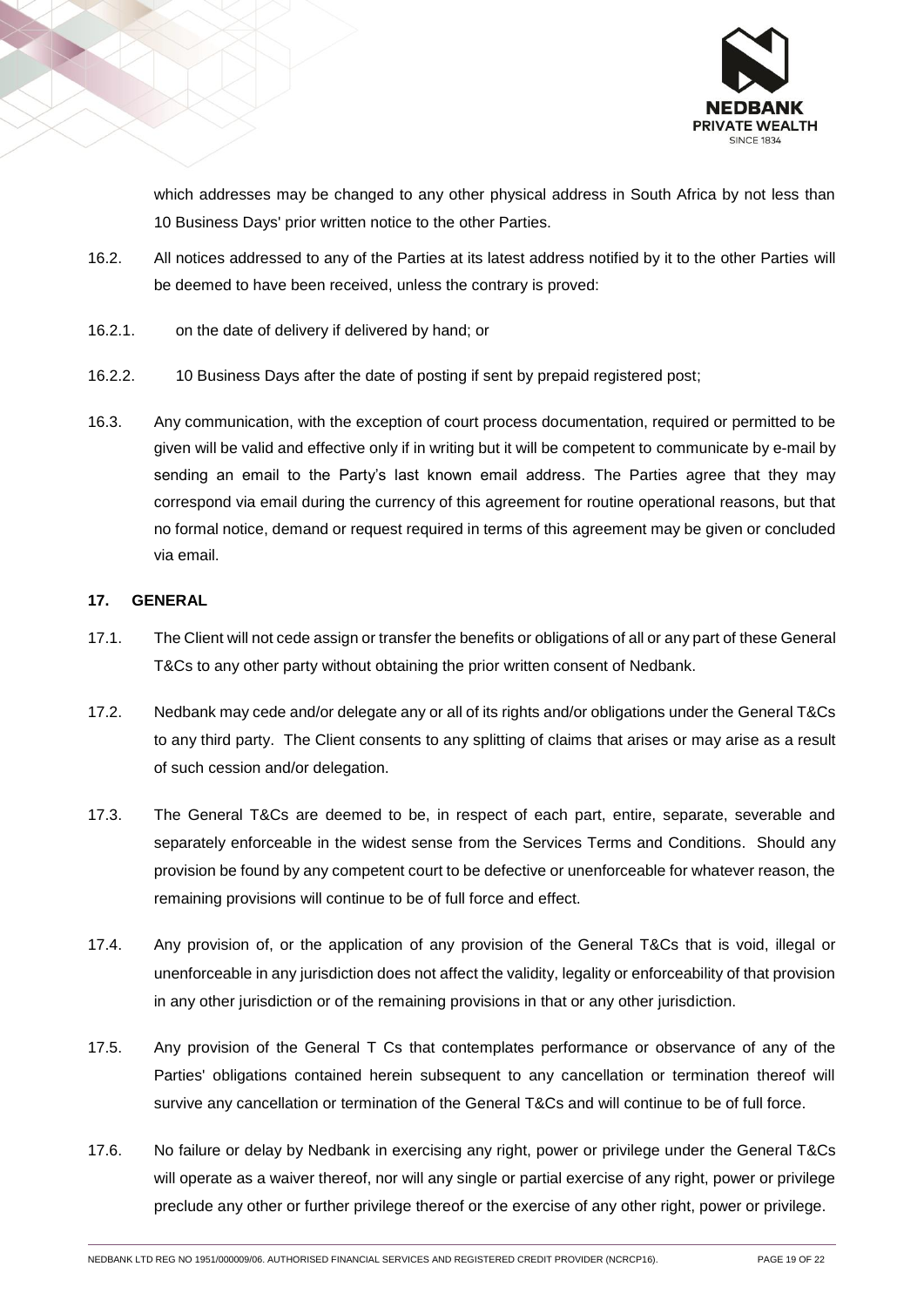which addresses may be changed to any other physical address in South Africa by not less than 10 Business Days' prior written notice to the other Parties.

16.2. All notices addressed to any of the Parties at its latest address notified by it to the other Parties will be deemed to have been received, unless the contrary is proved:

16.2.1. on the date of delivery if delivered by hand; or

16.2.2. 10 Business Days after the date of posting if sent by prepaid registered post;

16.3. Any communication, with the exception of court process documentation, required or permitted to be given will be valid and effective only if in writing but it will be competent to communicate by e-mail by sending an email to the Party's last known email address. The Parties agree that they may correspond via email during the currency of this agreement for routine operational reasons, but that no formal notice, demand or request required in terms of this agreement may be given or concluded via email.

## 17. GENERAL

17.1. The Client will not cede assign or transfer the benefits or obligations of all or any part of these General T&Cs to any other party without obtaining the prior written consent of Nedbank.

17.2. Nedbank may cede and/or delegate any or all of its rights and/or obligations under the General T&Cs to any third party. The Client consents to any splitting of claims that arises or may arise as a result of such cession and/or delegation.

17.3. The General T&Cs are deemed to be, in respect of each part, entire, separate, severable and separately enforceable in the widest sense from the Services Terms and Conditions. Should any provision be found by any competent court to be defective or unenforceable for whatever reason, the remaining provisions will continue to be of full force and effect.

17.4. Any provision of, or the application of any provision of the General T&Cs that is void, illegal or unenforceable in any jurisdiction does not affect the validity, legality or enforceability of that provision in any other jurisdiction or of the remaining provisions in that or any other jurisdiction.

17.5. Any provision of the General T Cs that contemplates performance or observance of any of the Parties' obligations contained herein subsequent to any cancellation or termination thereof will survive any cancellation or termination of the General T&Cs and will continue to be of full force.

17.6. No failure or delay by Nedbank in exercising any right, power or privilege under the General T&Cs will operate as a waiver thereof, nor will any single or partial exercise of any right, power or privilege preclude any other or further privilege thereof or the exercise of any other right, power or privilege.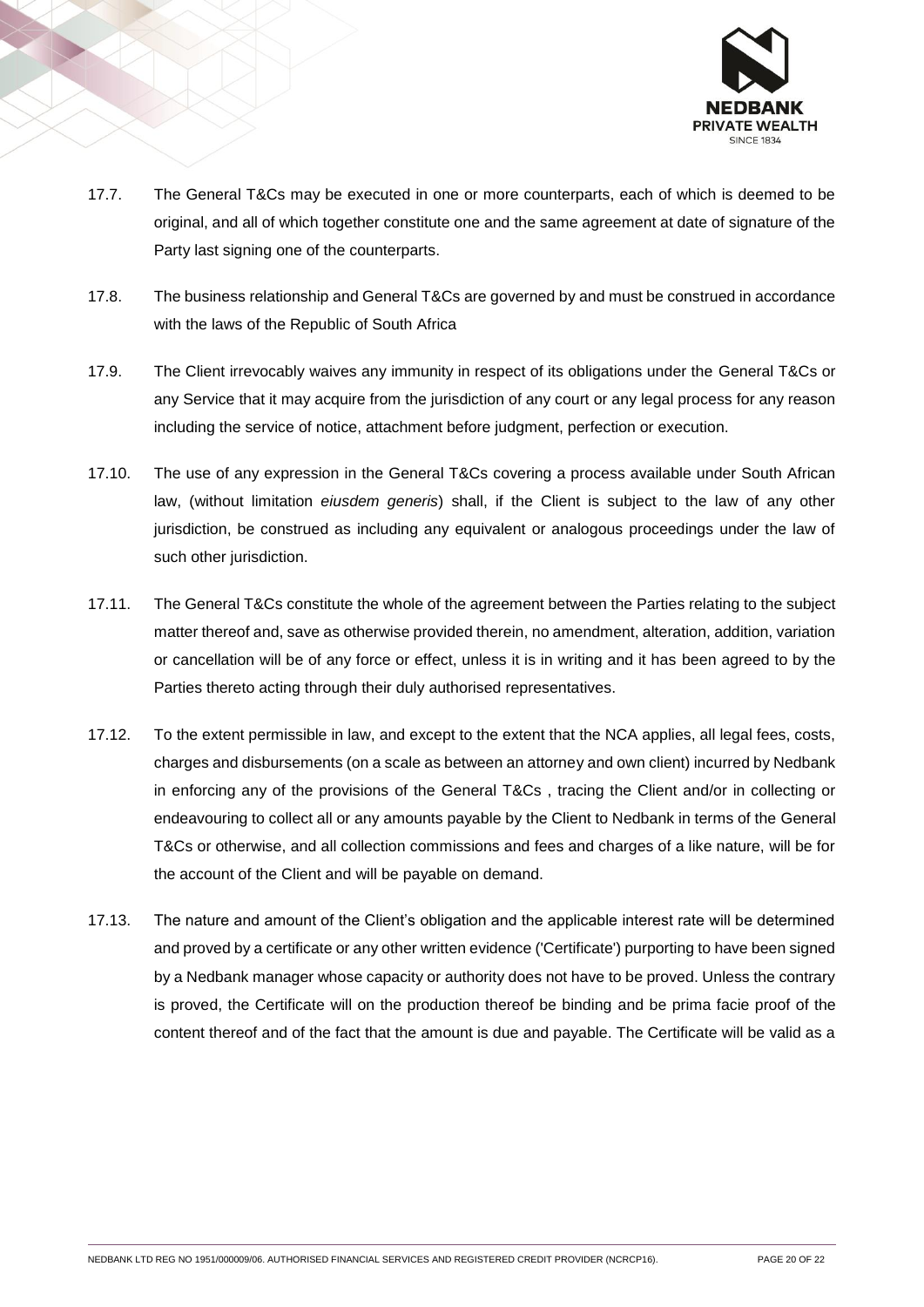17.7. The General T&Cs may be executed in one or more counterparts, each of which is deemed to be original, and all of which together constitute one and the same agreement at date of signature of the Party last signing one of the counterparts.

17.8. The business relationship and General T&Cs are governed by and must be construed in accordance with the laws of the Republic of South Africa

17.9. The Client irrevocably waives any immunity in respect of its obligations under the General T&Cs or any Service that it may acquire from the jurisdiction of any court or any legal process for any reason including the service of notice, attachment before judgment, perfection or execution.

17.10. The use of any expression in the General T&Cs covering a process available under South African law, (without limitation *eiusdem generis*) shall, if the Client is subject to the law of any other jurisdiction, be construed as including any equivalent or analogous proceedings under the law of such other jurisdiction.

17.11. The General T&Cs constitute the whole of the agreement between the Parties relating to the subject matter thereof and, save as otherwise provided therein, no amendment, alteration, addition, variation or cancellation will be of any force or effect, unless it is in writing and it has been agreed to by the Parties thereto acting through their duly authorised representatives.

17.12. To the extent permissible in law, and except to the extent that the NCA applies, all legal fees, costs, charges and disbursements (on a scale as between an attorney and own client) incurred by Nedbank in enforcing any of the provisions of the General T&Cs , tracing the Client and/or in collecting or endeavouring to collect all or any amounts payable by the Client to Nedbank in terms of the General T&Cs or otherwise, and all collection commissions and fees and charges of a like nature, will be for the account of the Client and will be payable on demand.

17.13. The nature and amount of the Client's obligation and the applicable interest rate will be determined and proved by a certificate or any other written evidence ('Certificate') purporting to have been signed by a Nedbank manager whose capacity or authority does not have to be proved. Unless the contrary is proved, the Certificate will on the production thereof be binding and be prima facie proof of the content thereof and of the fact that the amount is due and payable. The Certificate will be valid as a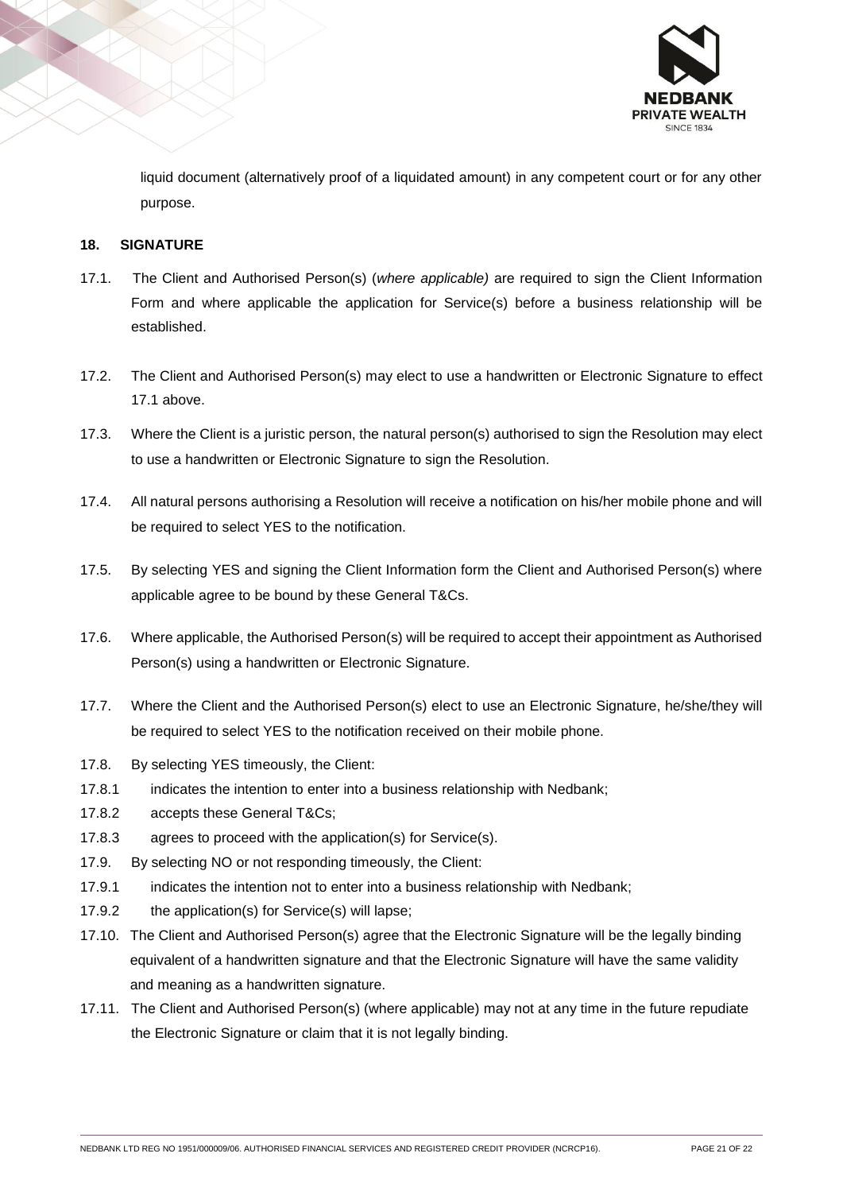liquid document (alternatively proof of a liquidated amount) in any competent court or for any other purpose.

## 18. SIGNATURE

17.1. The Client and Authorised Person(s) (*where applicable)* are required to sign the Client Information Form and where applicable the application for Service(s) before a business relationship will be established.

17.2. The Client and Authorised Person(s) may elect to use a handwritten or Electronic Signature to effect 17.1 above.

17.3. Where the Client is a juristic person, the natural person(s) authorised to sign the Resolution may elect to use a handwritten or Electronic Signature to sign the Resolution.

17.4. All natural persons authorising a Resolution will receive a notification on his/her mobile phone and will be required to select YES to the notification.

17.5. By selecting YES and signing the Client Information form the Client and Authorised Person(s) where applicable agree to be bound by these General T&Cs.

17.6. Where applicable, the Authorised Person(s) will be required to accept their appointment as Authorised Person(s) using a handwritten or Electronic Signature.

17.7. Where the Client and the Authorised Person(s) elect to use an Electronic Signature, he/she/they will be required to select YES to the notification received on their mobile phone.

17.8. By selecting YES timeously, the Client:

17.8.1 indicates the intention to enter into a business relationship with Nedbank;

17.8.2 accepts these General T&Cs;

17.8.3 agrees to proceed with the application(s) for Service(s).

17.9. By selecting NO or not responding timeously, the Client:

17.9.1 indicates the intention not to enter into a business relationship with Nedbank;

17.9.2 the application(s) for Service(s) will lapse;

17.10. The Client and Authorised Person(s) agree that the Electronic Signature will be the legally binding equivalent of a handwritten signature and that the Electronic Signature will have the same validity and meaning as a handwritten signature.

17.11. The Client and Authorised Person(s) (where applicable) may not at any time in the future repudiate the Electronic Signature or claim that it is not legally binding.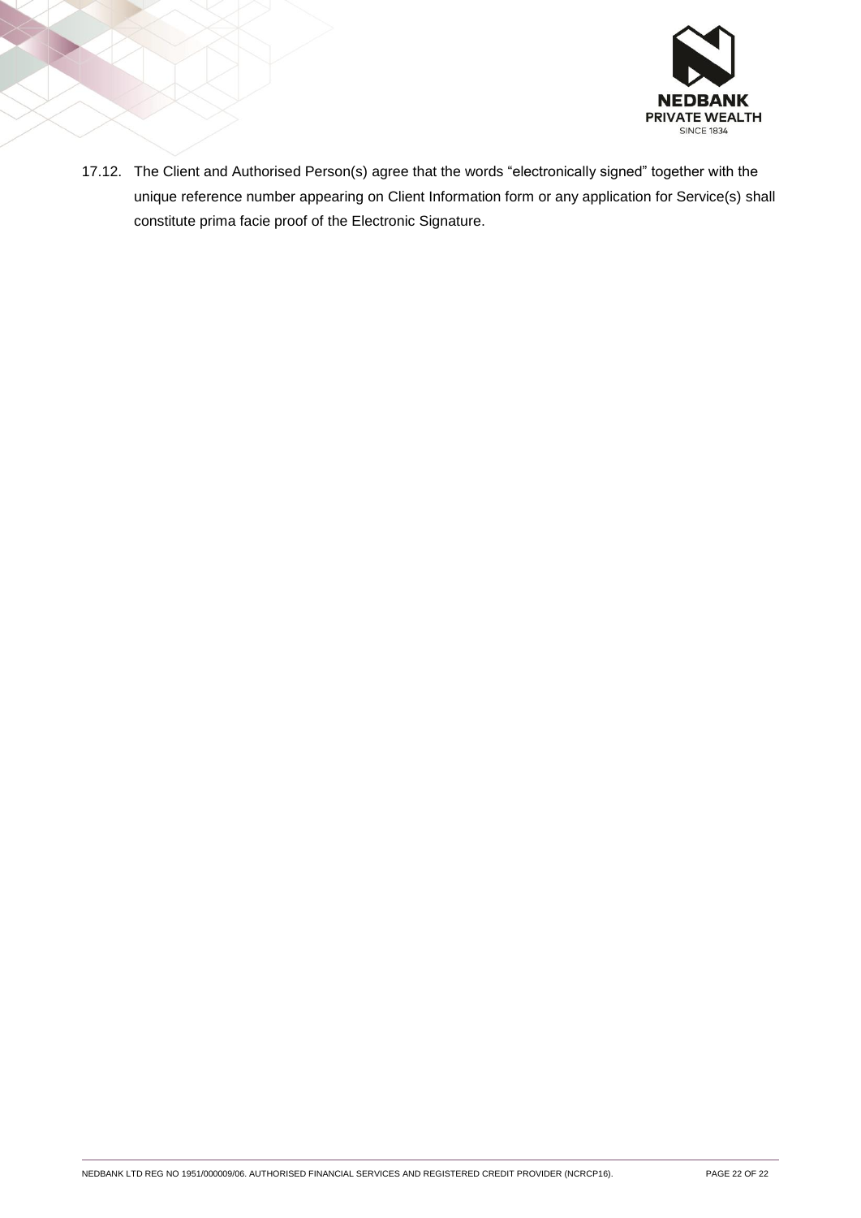17.12. The Client and Authorised Person(s) agree that the words “electronically signed” together with the unique reference number appearing on Client Information form or any application for Service(s) shall constitute prima facie proof of the Electronic Signature.